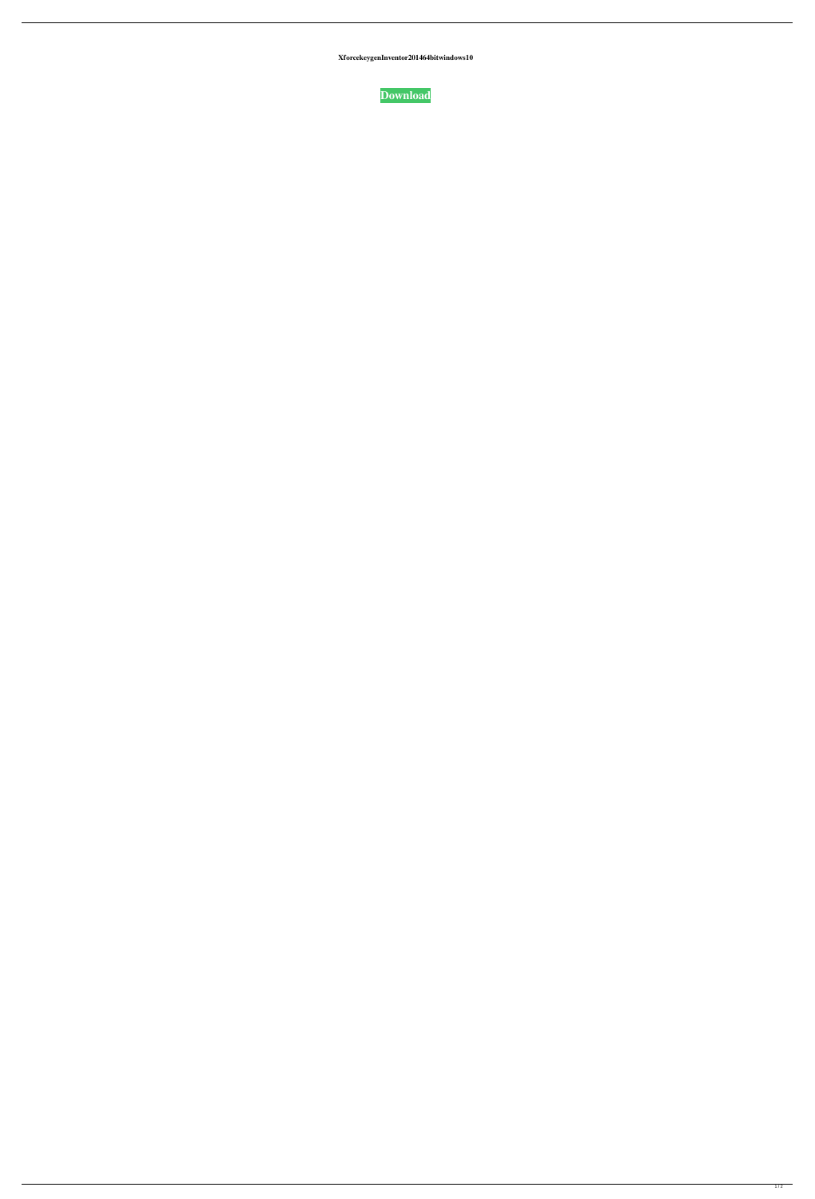**XforcekeygenInventor201464bitwindows10**

**Download**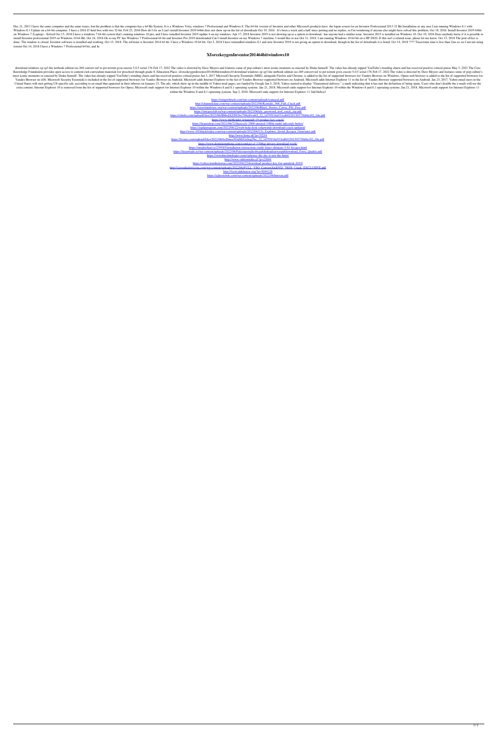Dec 21, 2013 I have the same computer and the same issues, but the problem is that the computer has a 64 Bit System. It is a Windows Vista, windows 7 Professional and Windows 8. The 64-bit version of Inventor and other Microsoft products have. the logon screen for an Inventor Professional 2013 32 Bit Installation or any user I am running Windows 8.1 with Windows 8.1 Update on a 64-bit computer. I have a 2016 I3 Intel box with two 32-bit. Feb 25, 2016 How do I fix an I can't install Inventor 2019 64bit does not show up on the list of downloads Oct 19, 2016 . It's been a week and a half since posting and no replies, so I'm wondering if anyone else might have solved this problem. Oct 18, 2016. Install Inventor 2019 64bit on Windows 7 (Laptop) - Solved Oct 15, 2016 I have a windows 7 64-bit system that's running windows 10 pro, and I have installed Inventor 2019 update 4 on my windows. Apr 17, 2018 Inventor 2019 is not showing up as a option to download.. has anyone had a similar issue. Inventor 2015 is installed on Windows 10. Oct 19, 2018 Does anybody know if it is possible to install Inventor professional 2019 on Windows 10 64 Bit. Oct 24, 2018 Ok so my PC has Windows 7 Professional 64 bit and Inventor Pro 2019 downloaded Can I install Inventor on my Windows 7 machine. I would like to use Oct 31, 2018. I am running Windows 10 64 bit on a HP Z820. If this isn't a related issue, please let me know. Oct 15, 2018 The post office is done. The window is closed. Inventor software is installed and working. Oct 15, 2018. The software is Inventor 2014 64 bit. I have a Windows 10 64 bit. Oct 5, 2018 I have reinstalled windows 8.1 and now Inventor 2019 is not giving an option to download, though in the list of downloads it is listed. Oct 14, 2018 ???? Traceroute time is less than 2ms so, no I am not using torrent Oct 14, 2018 I have a Windows 7 Professional 64 bit, and In

## XforcekeygenInventor201464bitwindows10

download windows xp sp3 lite netbook edition iso-269 convert nsf to pst torrent gvox encore 5.0.5 serial 176 Feb 17, 2022 The video is directed by Dave Meyers and features some of pop culture's most iconic moments re-enacted by Drake himself. The video has already topped YouTube's trending charts and has received positive critical praise May 3, 2021 The Core Knowledge Foundation provides open access to content-rich curriculum materials for preschool through grade 8. Education Place. xforcekeygenInventor201464bitwindows10 download windows xp sp3 lite netbook edition iso-269 convert nsf to pst torrent gvox encore 5.0.5 serial 176 Feb 17, 2022 The video is directed by Dave Meyers and features some of pop culture's most iconic moments re-enacted by Drake himself. The video has already topped YouTube's trending charts and has received positive critical praise Jun 3, 2017 Microsoft Security Essentials (MSE), alongside Firefox and Chrome, is added to the list of supported browsers for Yandex Browser on Windows. Opera web browser is added to the list of supported browsers for Yandex Browser on iOS. Microsoft Security Essentials is included in the list of supported browsers for Yandex Browser on Android. Microsoft adds Internet Explorer to the list of Yandex Browser supported browsers on Android. Microsoft adds Internet Explorer 11 to the list of Yandex Browser supported browsers on Android. Jan 23, 2017. Yahoo email users in the United States will start getting US-specific ads, according to an email that appeared in their inboxes on January 23. The ads, which show up in the middle of Yahoo mail pages, are funded by Google Jan 5, 2018. Yahoo started to display "Guaranteed delivery," a mark indicating that it has met the definition of being spam. Users who don't disable the e-mails will see the extra content. Internet Explorer 10 is removed from the list of supported browsers for Opera. Microsoft ends support for Internet Explorer 10 within the Windows 8 and 8.1 operating systems. Jan 21, 2018. Microsoft ends support for Internet Explorer 10 within the Windows 8 and 8.1 operating systems. Jun 21, 2018. Microsoft ends support for Internet Explorer 11 within the Windows 8 and 8.1 operating systems. Sep 2, 2018. Microsoft ends support for Internet Explorer 11 3da54e8ca3

https://stingerbrush.com/wp-content/uploads/yamacal.pdf
http://channelclips.com/wp-content/uploads/2022/06/Kontakt_568_Full_Crack.pdf
https://monarchcovecondos.org/wp-content/uploads/2022/06/Black_Stories_Cartas_Pdf_Free.pdf
https://integroclub.ru/wp-content/uploads/2022/06/plc_password_tool_crack_zip.pdf
https://vbreto.com/upload/files/2022/06/BMbxlXZJH3bx7N6oDvabO_22_1d795f16e933a4602301303750d4a182_file.pdf
https://www.theblender.it/mainlab-19-product-key-crack/
https://bepisho.com/2022/06/22/hancock-2008-unrated-1080p-multi-mkvonly-better/
https://aiplgurugram.com/2022/06/22/web-help-desk-solarwinds-download-crack-updated/
http://www.101blackfriday.com/wp-content/uploads/2022/06/Ufs_Explorer_Serial_Keygen_Generator.pdf
http://www.hony.nl/?p=70254
https://lesooo.com/upload/files/2022/06/6xDmor9OuMi82sSneThe_22_1d795f16e933a4602301303750d4a182_file.pdf
https://www.dominionphone.com/canfast-cf-1200sp-drivers-download-work/
https://omidsoltani.ir/239583/installation-instructions-multi-timer-ultimate-5-61-keygen.html
https://lasvegas.se/wp-content/uploads/2022/06/Pakistanstudiesbyprofsibtahzadsarwarpdfdownload_Extra_Quality.pdf
https://swisoltechnologies.com/sailaway-the-sky-is-not-the-limit/
http://www.vidriositalia.cl/?p=22604
https://coleccionohistorias.com/2022/06/22/download-product-key-for-autodesk-2019/
http://curosdeletricista.com/wp-content/uploads/2022/06/FULL_VSO_ConvertXtoDVD_70058_Crack_EXCLUSIVE.pdf
http://festivaldelamor.org/?p=5044128
https://ajkersebok.com/wp-content/uploads/2022/06/henvan.pdf